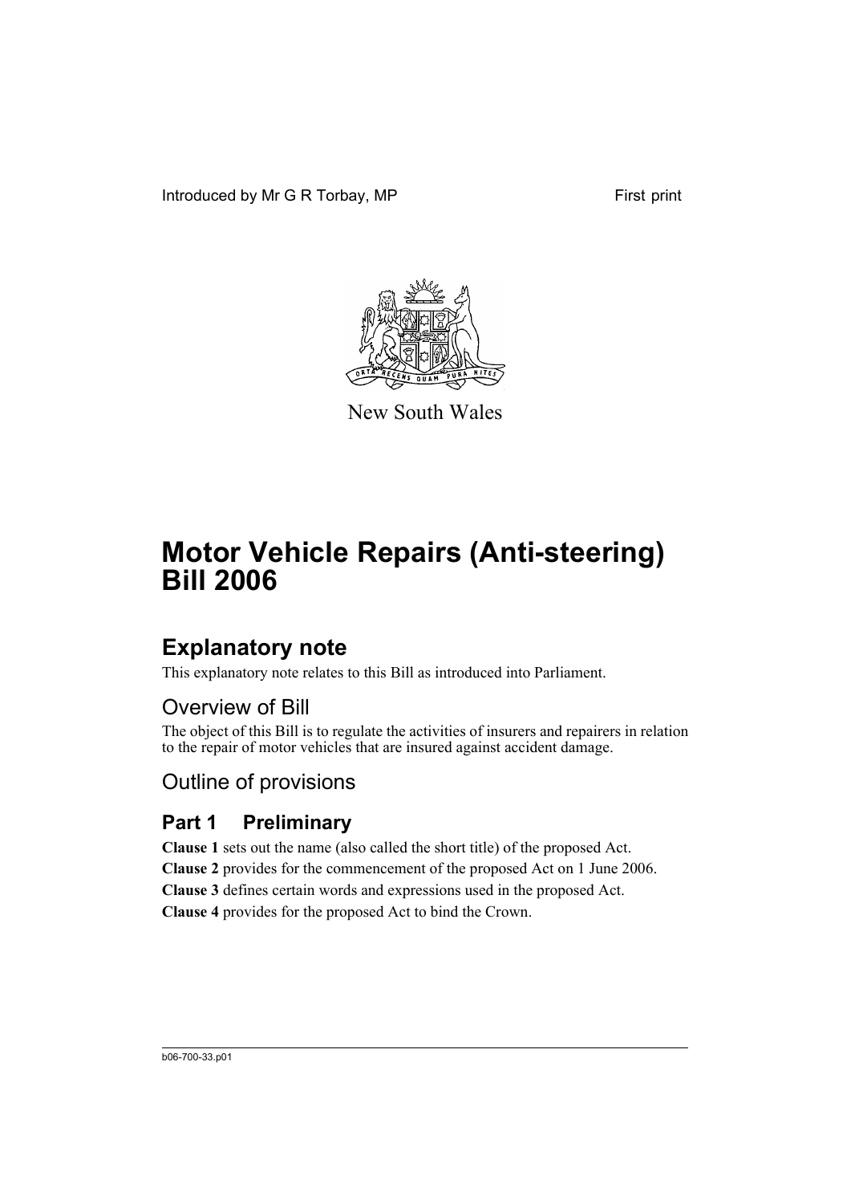Introduced by Mr G R Torbay, MP

First print

New South Wales

# Motor Vehicle Repairs (Anti-steering) Bill 2006

## Explanatory note

This explanatory note relates to this Bill as introduced into Parliament.

### Overview of Bill

The object of this Bill is to regulate the activities of insurers and repairers in relation to the repair of motor vehicles that are insured against accident damage.

### Outline of provisions

### Part 1 Preliminary

**Clause 1** sets out the name (also called the short title) of the proposed Act.

**Clause 2** provides for the commencement of the proposed Act on 1 June 2006.

**Clause 3** defines certain words and expressions used in the proposed Act.

**Clause 4** provides for the proposed Act to bind the Crown.

b06-700-33.p01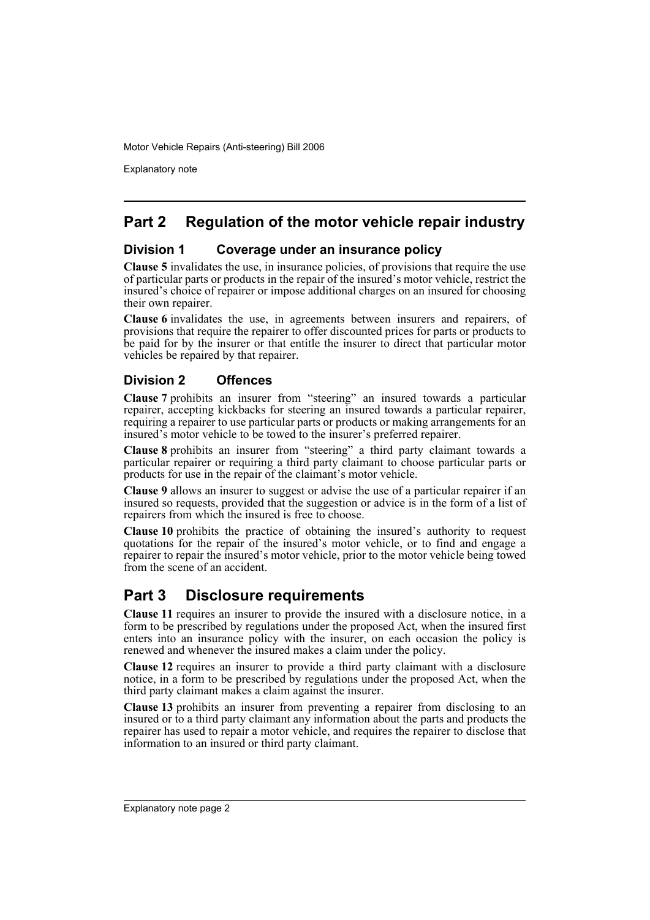## Part 2 Regulation of the motor vehicle repair industry

### Division 1 Coverage under an insurance policy

**Clause 5** invalidates the use, in insurance policies, of provisions that require the use of particular parts or products in the repair of the insured's motor vehicle, restrict the insured's choice of repairer or impose additional charges on an insured for choosing their own repairer.

**Clause 6** invalidates the use, in agreements between insurers and repairers, of provisions that require the repairer to offer discounted prices for parts or products to be paid for by the insurer or that entitle the insurer to direct that particular motor vehicles be repaired by that repairer.

### Division 2 Offences

**Clause 7** prohibits an insurer from "steering" an insured towards a particular repairer, accepting kickbacks for steering an insured towards a particular repairer, requiring a repairer to use particular parts or products or making arrangements for an insured's motor vehicle to be towed to the insurer's preferred repairer.

**Clause 8** prohibits an insurer from "steering" a third party claimant towards a particular repairer or requiring a third party claimant to choose particular parts or products for use in the repair of the claimant's motor vehicle.

**Clause 9** allows an insurer to suggest or advise the use of a particular repairer if an insured so requests, provided that the suggestion or advice is in the form of a list of repairers from which the insured is free to choose.

**Clause 10** prohibits the practice of obtaining the insured's authority to request quotations for the repair of the insured's motor vehicle, or to find and engage a repairer to repair the insured's motor vehicle, prior to the motor vehicle being towed from the scene of an accident.

## Part 3 Disclosure requirements

**Clause 11** requires an insurer to provide the insured with a disclosure notice, in a form to be prescribed by regulations under the proposed Act, when the insured first enters into an insurance policy with the insurer, on each occasion the policy is renewed and whenever the insured makes a claim under the policy.

**Clause 12** requires an insurer to provide a third party claimant with a disclosure notice, in a form to be prescribed by regulations under the proposed Act, when the third party claimant makes a claim against the insurer.

**Clause 13** prohibits an insurer from preventing a repairer from disclosing to an insured or to a third party claimant any information about the parts and products the repairer has used to repair a motor vehicle, and requires the repairer to disclose that information to an insured or third party claimant.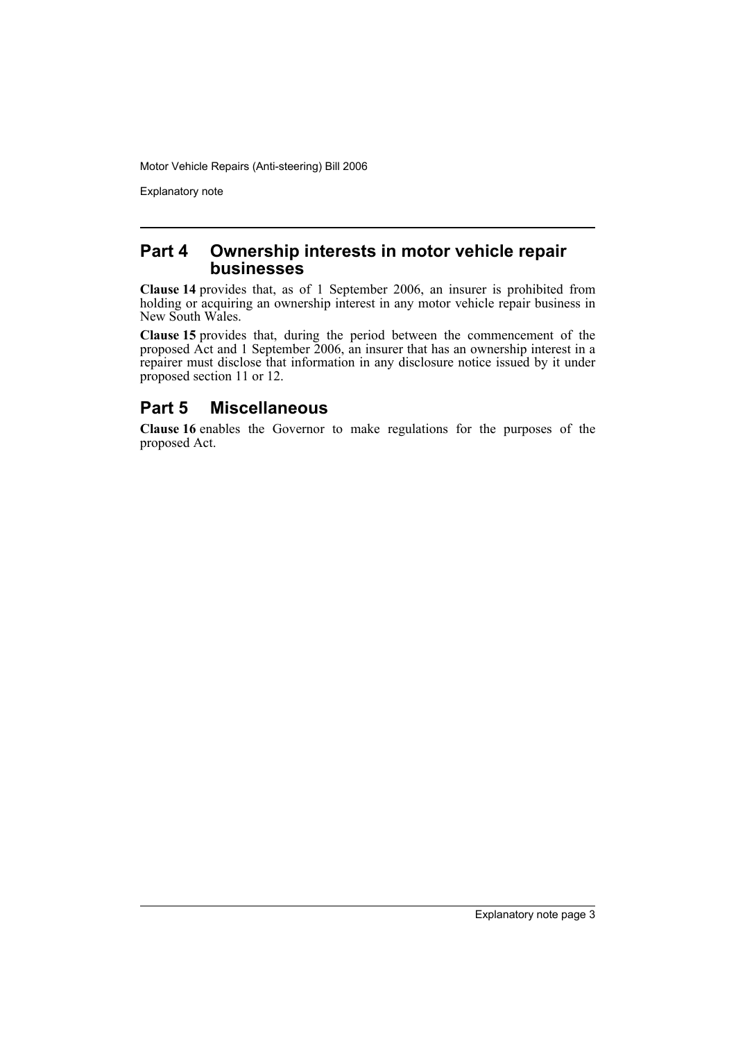## Part 4 Ownership interests in motor vehicle repair businesses

**Clause 14** provides that, as of 1 September 2006, an insurer is prohibited from holding or acquiring an ownership interest in any motor vehicle repair business in New South Wales.

**Clause 15** provides that, during the period between the commencement of the proposed Act and 1 September 2006, an insurer that has an ownership interest in a repairer must disclose that information in any disclosure notice issued by it under proposed section 11 or 12.

## Part 5 Miscellaneous

**Clause 16** enables the Governor to make regulations for the purposes of the proposed Act.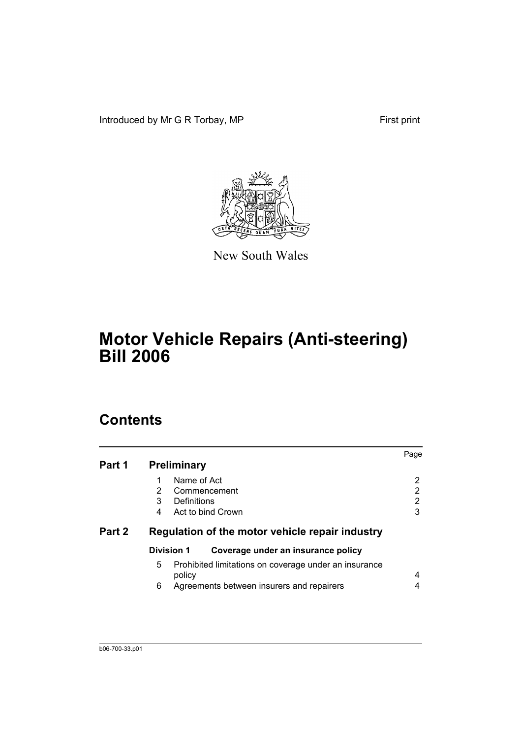Introduced by Mr G R Torbay, MP First print

New South Wales

# Motor Vehicle Repairs (Anti-steering) Bill 2006

## Contents

| | | | Page |
|---|---|---|---|
| **Part 1** | **Preliminary** | | |
| | 1 | Name of Act | 2 |
| | 2 | Commencement | 2 |
| | 3 | Definitions | 2 |
| | 4 | Act to bind Crown | 3 |
| **Part 2** | **Regulation of the motor vehicle repair industry** | | |
| | **Division 1** | **Coverage under an insurance policy** | |
| | 5 | Prohibited limitations on coverage under an insurance policy | 4 |
| | 6 | Agreements between insurers and repairers | 4 |

b06-700-33.p01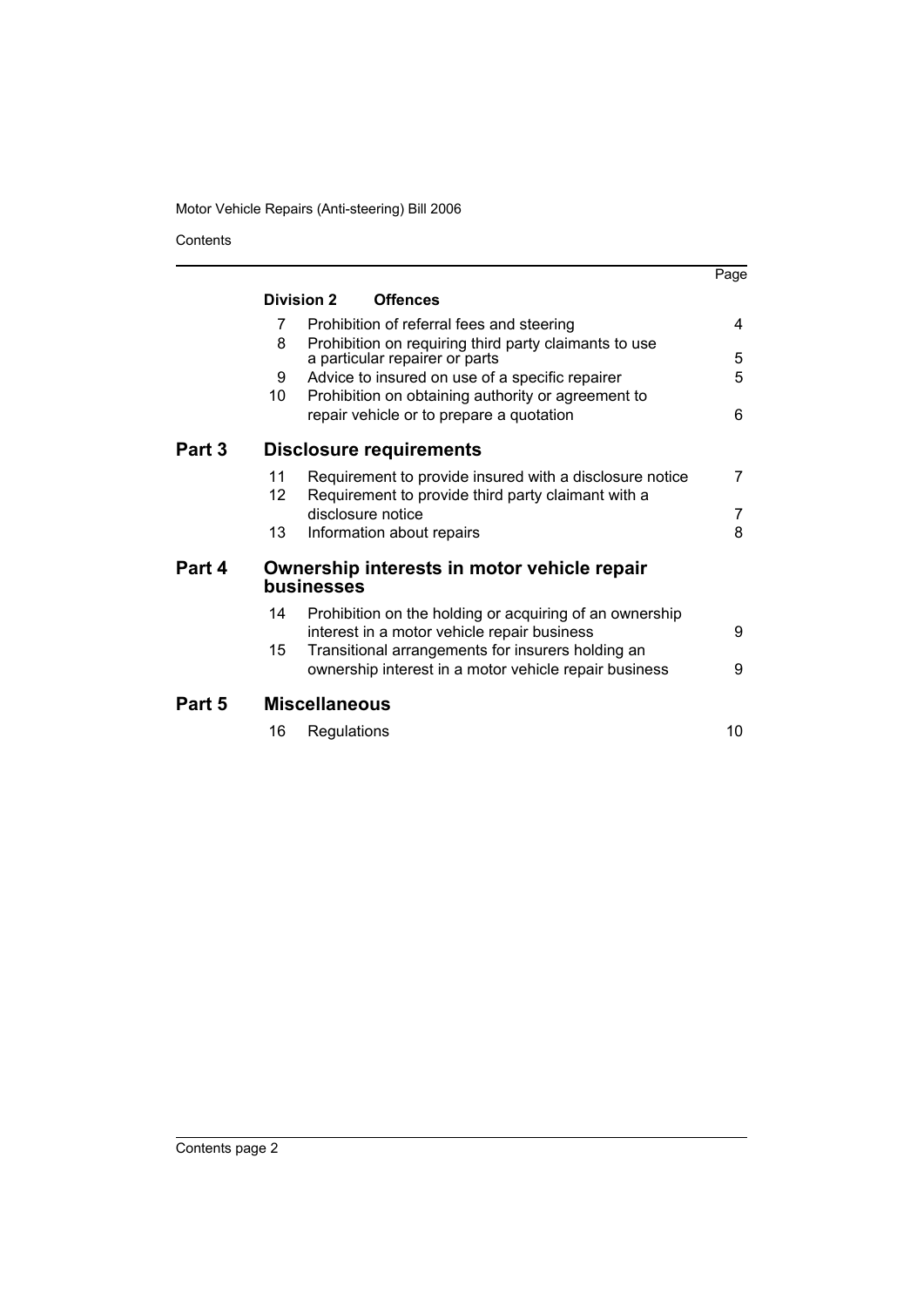| | | | Page |
|---|---|---|---|
| | **Division 2** | **Offences** | |
| | 7 | Prohibition of referral fees and steering | 4 |
| | 8 | Prohibition on requiring third party claimants to use a particular repairer or parts | 5 |
| | 9 | Advice to insured on use of a specific repairer | 5 |
| | 10 | Prohibition on obtaining authority or agreement to repair vehicle or to prepare a quotation | 6 |
| **Part 3** | **Disclosure requirements** | | |
| | 11 | Requirement to provide insured with a disclosure notice | 7 |
| | 12 | Requirement to provide third party claimant with a disclosure notice | 7 |
| | 13 | Information about repairs | 8 |
| **Part 4** | **Ownership interests in motor vehicle repair businesses** | | |
| | 14 | Prohibition on the holding or acquiring of an ownership interest in a motor vehicle repair business | 9 |
| | 15 | Transitional arrangements for insurers holding an ownership interest in a motor vehicle repair business | 9 |
| **Part 5** | **Miscellaneous** | | |
| | 16 | Regulations | 10 |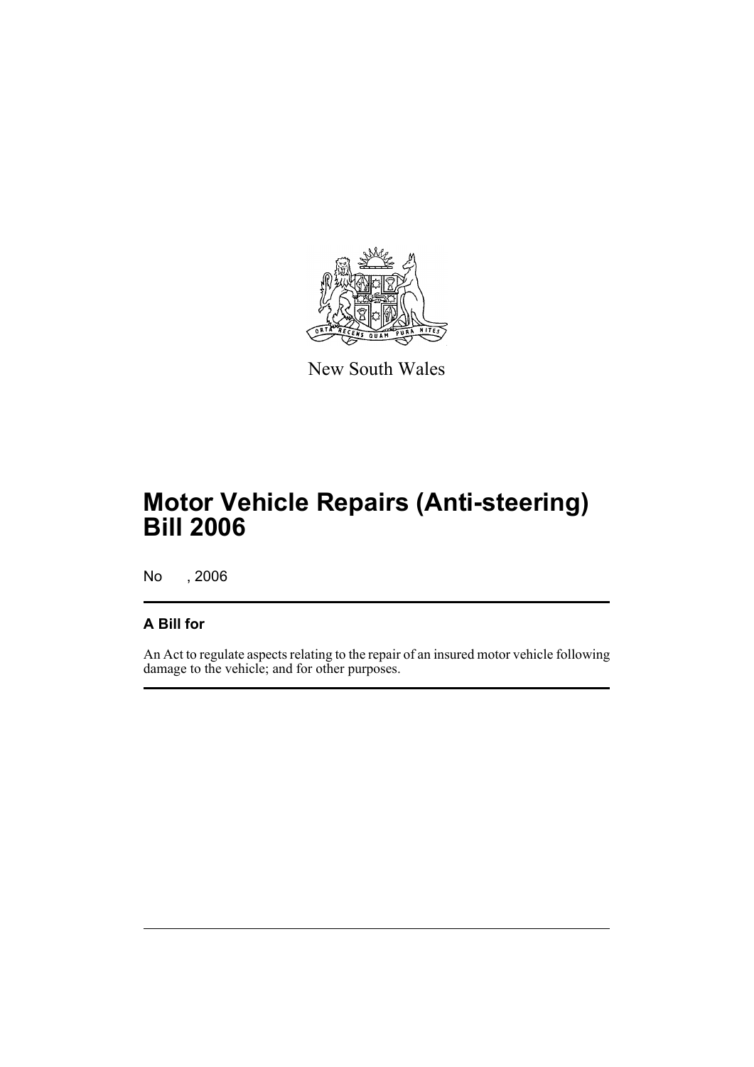New South Wales

# Motor Vehicle Repairs (Anti-steering) Bill 2006

No , 2006

## A Bill for

An Act to regulate aspects relating to the repair of an insured motor vehicle following damage to the vehicle; and for other purposes.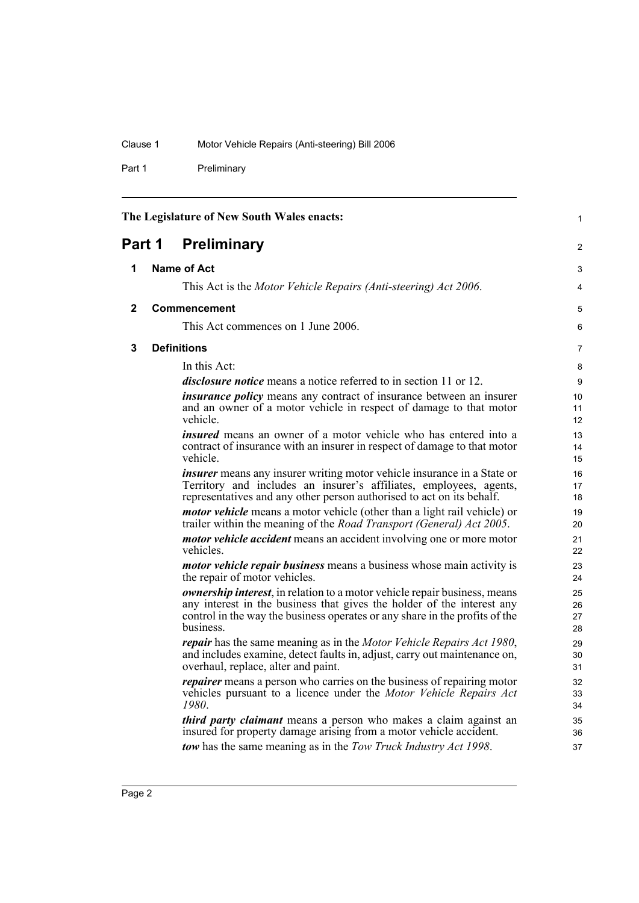The Legislature of New South Wales enacts:

# Part 1 Preliminary

## 1 Name of Act

This Act is the *Motor Vehicle Repairs (Anti-steering) Act 2006*.

## 2 Commencement

This Act commences on 1 June 2006.

## 3 Definitions

In this Act:

***disclosure notice*** means a notice referred to in section 11 or 12.

***insurance policy*** means any contract of insurance between an insurer and an owner of a motor vehicle in respect of damage to that motor vehicle.

***insured*** means an owner of a motor vehicle who has entered into a contract of insurance with an insurer in respect of damage to that motor vehicle.

***insurer*** means any insurer writing motor vehicle insurance in a State or Territory and includes an insurer's affiliates, employees, agents, representatives and any other person authorised to act on its behalf.

***motor vehicle*** means a motor vehicle (other than a light rail vehicle) or trailer within the meaning of the *Road Transport (General) Act 2005*.

***motor vehicle accident*** means an accident involving one or more motor vehicles.

***motor vehicle repair business*** means a business whose main activity is the repair of motor vehicles.

***ownership interest***, in relation to a motor vehicle repair business, means any interest in the business that gives the holder of the interest any control in the way the business operates or any share in the profits of the business.

***repair*** has the same meaning as in the *Motor Vehicle Repairs Act 1980*, and includes examine, detect faults in, adjust, carry out maintenance on, overhaul, replace, alter and paint.

***repairer*** means a person who carries on the business of repairing motor vehicles pursuant to a licence under the *Motor Vehicle Repairs Act 1980*.

***third party claimant*** means a person who makes a claim against an insured for property damage arising from a motor vehicle accident.

***tow*** has the same meaning as in the *Tow Truck Industry Act 1998*.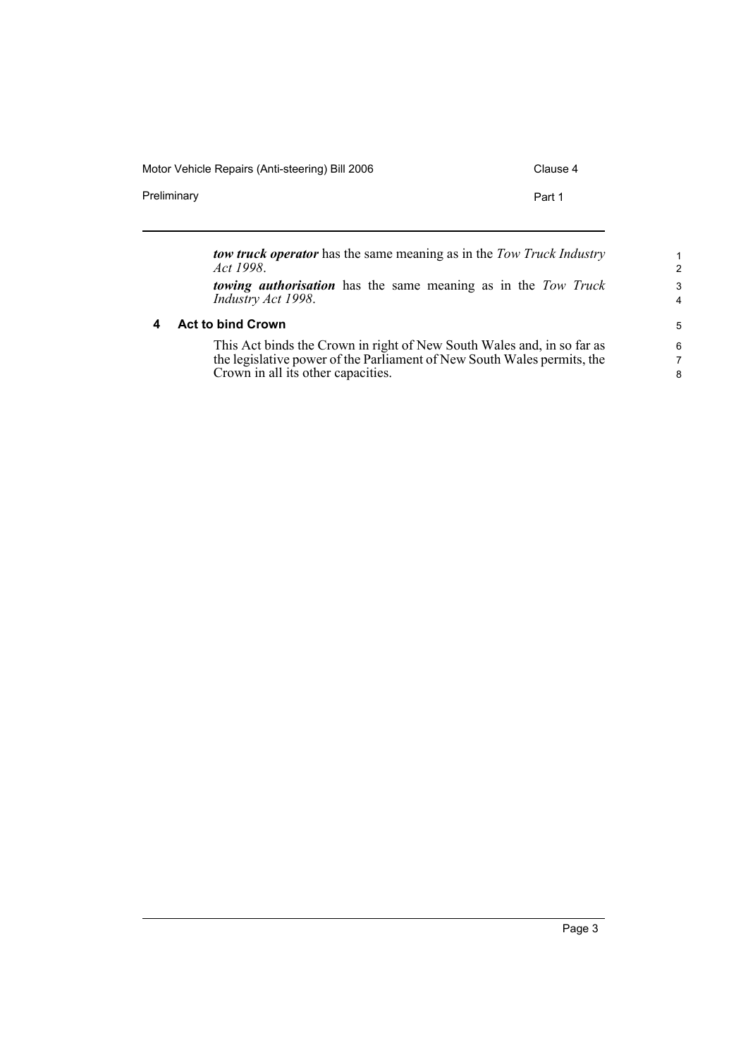***tow truck operator*** has the same meaning as in the *Tow Truck Industry Act 1998*.

***towing authorisation*** has the same meaning as in the *Tow Truck Industry Act 1998*.

## 4 Act to bind Crown

This Act binds the Crown in right of New South Wales and, in so far as the legislative power of the Parliament of New South Wales permits, the Crown in all its other capacities.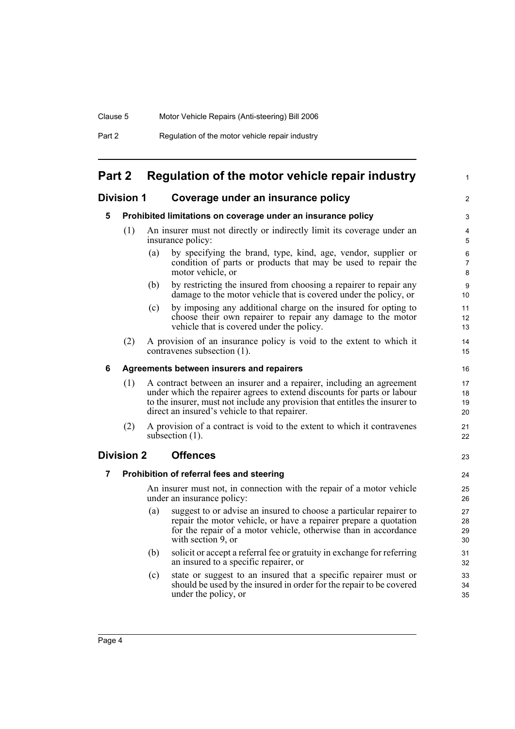# Part 2 Regulation of the motor vehicle repair industry

## Division 1 Coverage under an insurance policy

### 5 Prohibited limitations on coverage under an insurance policy

(1) An insurer must not directly or indirectly limit its coverage under an insurance policy:

(a) by specifying the brand, type, kind, age, vendor, supplier or condition of parts or products that may be used to repair the motor vehicle, or

(b) by restricting the insured from choosing a repairer to repair any damage to the motor vehicle that is covered under the policy, or

(c) by imposing any additional charge on the insured for opting to choose their own repairer to repair any damage to the motor vehicle that is covered under the policy.

(2) A provision of an insurance policy is void to the extent to which it contravenes subsection (1).

### 6 Agreements between insurers and repairers

(1) A contract between an insurer and a repairer, including an agreement under which the repairer agrees to extend discounts for parts or labour to the insurer, must not include any provision that entitles the insurer to direct an insured's vehicle to that repairer.

(2) A provision of a contract is void to the extent to which it contravenes subsection (1).

## Division 2 Offences

### 7 Prohibition of referral fees and steering

An insurer must not, in connection with the repair of a motor vehicle under an insurance policy:

(a) suggest to or advise an insured to choose a particular repairer to repair the motor vehicle, or have a repairer prepare a quotation for the repair of a motor vehicle, otherwise than in accordance with section 9, or

(b) solicit or accept a referral fee or gratuity in exchange for referring an insured to a specific repairer, or

(c) state or suggest to an insured that a specific repairer must or should be used by the insured in order for the repair to be covered under the policy, or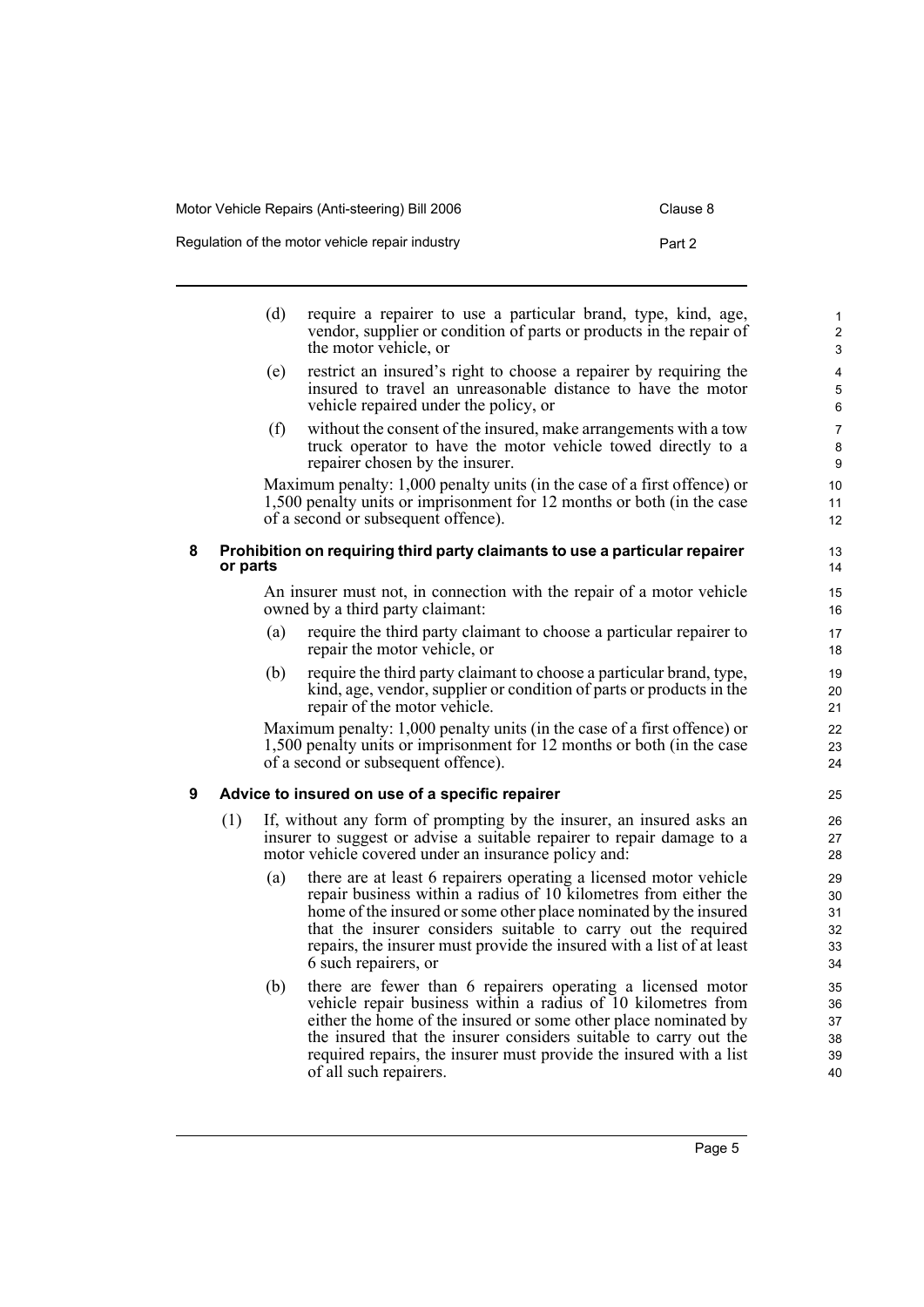(d) require a repairer to use a particular brand, type, kind, age, vendor, supplier or condition of parts or products in the repair of the motor vehicle, or

(e) restrict an insured's right to choose a repairer by requiring the insured to travel an unreasonable distance to have the motor vehicle repaired under the policy, or

(f) without the consent of the insured, make arrangements with a tow truck operator to have the motor vehicle towed directly to a repairer chosen by the insurer.

Maximum penalty: 1,000 penalty units (in the case of a first offence) or 1,500 penalty units or imprisonment for 12 months or both (in the case of a second or subsequent offence).

### 8 Prohibition on requiring third party claimants to use a particular repairer or parts

An insurer must not, in connection with the repair of a motor vehicle owned by a third party claimant:

(a) require the third party claimant to choose a particular repairer to repair the motor vehicle, or

(b) require the third party claimant to choose a particular brand, type, kind, age, vendor, supplier or condition of parts or products in the repair of the motor vehicle.

Maximum penalty: 1,000 penalty units (in the case of a first offence) or 1,500 penalty units or imprisonment for 12 months or both (in the case of a second or subsequent offence).

### 9 Advice to insured on use of a specific repairer

(1) If, without any form of prompting by the insurer, an insured asks an insurer to suggest or advise a suitable repairer to repair damage to a motor vehicle covered under an insurance policy and:

(a) there are at least 6 repairers operating a licensed motor vehicle repair business within a radius of 10 kilometres from either the home of the insured or some other place nominated by the insured that the insurer considers suitable to carry out the required repairs, the insurer must provide the insured with a list of at least 6 such repairers, or

(b) there are fewer than 6 repairers operating a licensed motor vehicle repair business within a radius of 10 kilometres from either the home of the insured or some other place nominated by the insured that the insurer considers suitable to carry out the required repairs, the insurer must provide the insured with a list of all such repairers.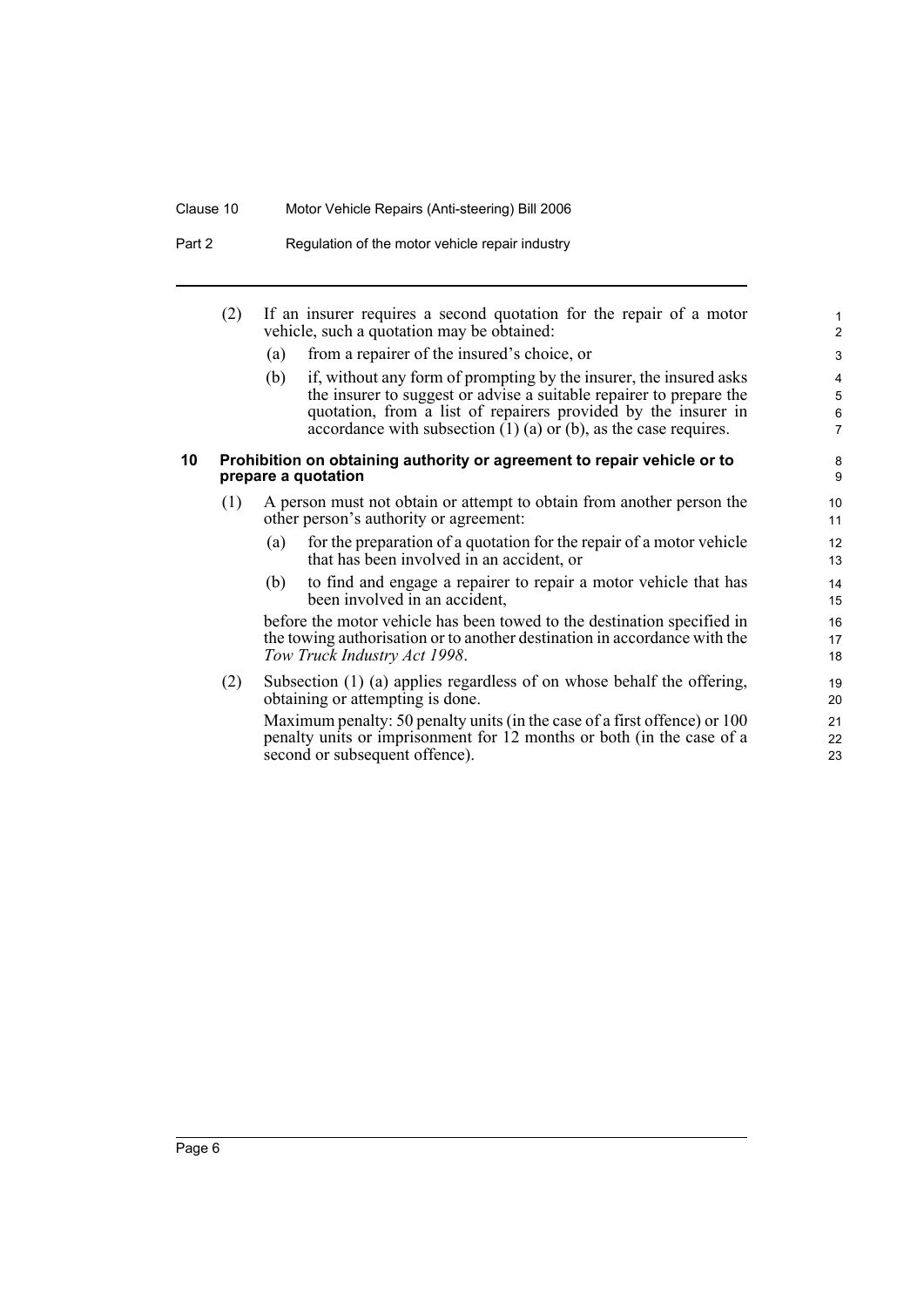(2) If an insurer requires a second quotation for the repair of a motor vehicle, such a quotation may be obtained:

(a) from a repairer of the insured's choice, or

(b) if, without any form of prompting by the insurer, the insured asks the insurer to suggest or advise a suitable repairer to prepare the quotation, from a list of repairers provided by the insurer in accordance with subsection (1) (a) or (b), as the case requires.

### 10 Prohibition on obtaining authority or agreement to repair vehicle or to prepare a quotation

(1) A person must not obtain or attempt to obtain from another person the other person's authority or agreement:

(a) for the preparation of a quotation for the repair of a motor vehicle that has been involved in an accident, or

(b) to find and engage a repairer to repair a motor vehicle that has been involved in an accident,

before the motor vehicle has been towed to the destination specified in the towing authorisation or to another destination in accordance with the *Tow Truck Industry Act 1998*.

(2) Subsection (1) (a) applies regardless of on whose behalf the offering, obtaining or attempting is done.

Maximum penalty: 50 penalty units (in the case of a first offence) or 100 penalty units or imprisonment for 12 months or both (in the case of a second or subsequent offence).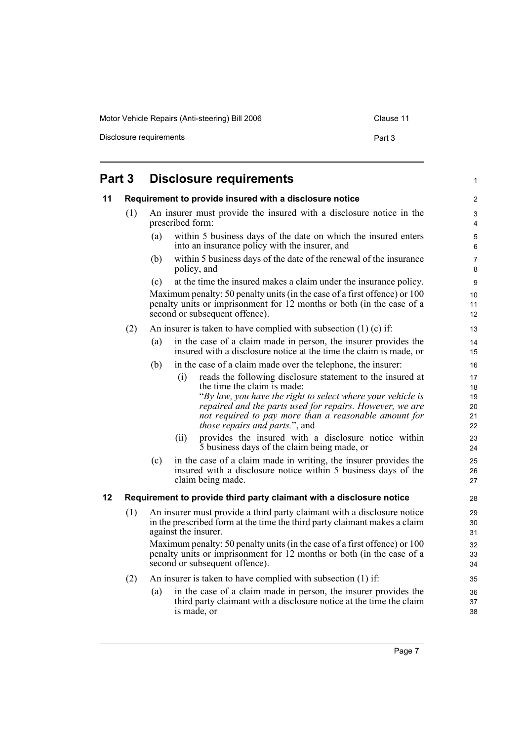## Part 3 Disclosure requirements

### 11 Requirement to provide insured with a disclosure notice

(1) An insurer must provide the insured with a disclosure notice in the prescribed form:

(a) within 5 business days of the date on which the insured enters into an insurance policy with the insurer, and

(b) within 5 business days of the date of the renewal of the insurance policy, and

(c) at the time the insured makes a claim under the insurance policy.

Maximum penalty: 50 penalty units (in the case of a first offence) or 100 penalty units or imprisonment for 12 months or both (in the case of a second or subsequent offence).

(2) An insurer is taken to have complied with subsection (1) (c) if:

(a) in the case of a claim made in person, the insurer provides the insured with a disclosure notice at the time the claim is made, or

(b) in the case of a claim made over the telephone, the insurer:

(i) reads the following disclosure statement to the insured at the time the claim is made:
"*By law, you have the right to select where your vehicle is repaired and the parts used for repairs. However, we are not required to pay more than a reasonable amount for those repairs and parts.*", and

(ii) provides the insured with a disclosure notice within 5 business days of the claim being made, or

(c) in the case of a claim made in writing, the insurer provides the insured with a disclosure notice within 5 business days of the claim being made.

### 12 Requirement to provide third party claimant with a disclosure notice

(1) An insurer must provide a third party claimant with a disclosure notice in the prescribed form at the time the third party claimant makes a claim against the insurer.

Maximum penalty: 50 penalty units (in the case of a first offence) or 100 penalty units or imprisonment for 12 months or both (in the case of a second or subsequent offence).

(2) An insurer is taken to have complied with subsection (1) if:

(a) in the case of a claim made in person, the insurer provides the third party claimant with a disclosure notice at the time the claim is made, or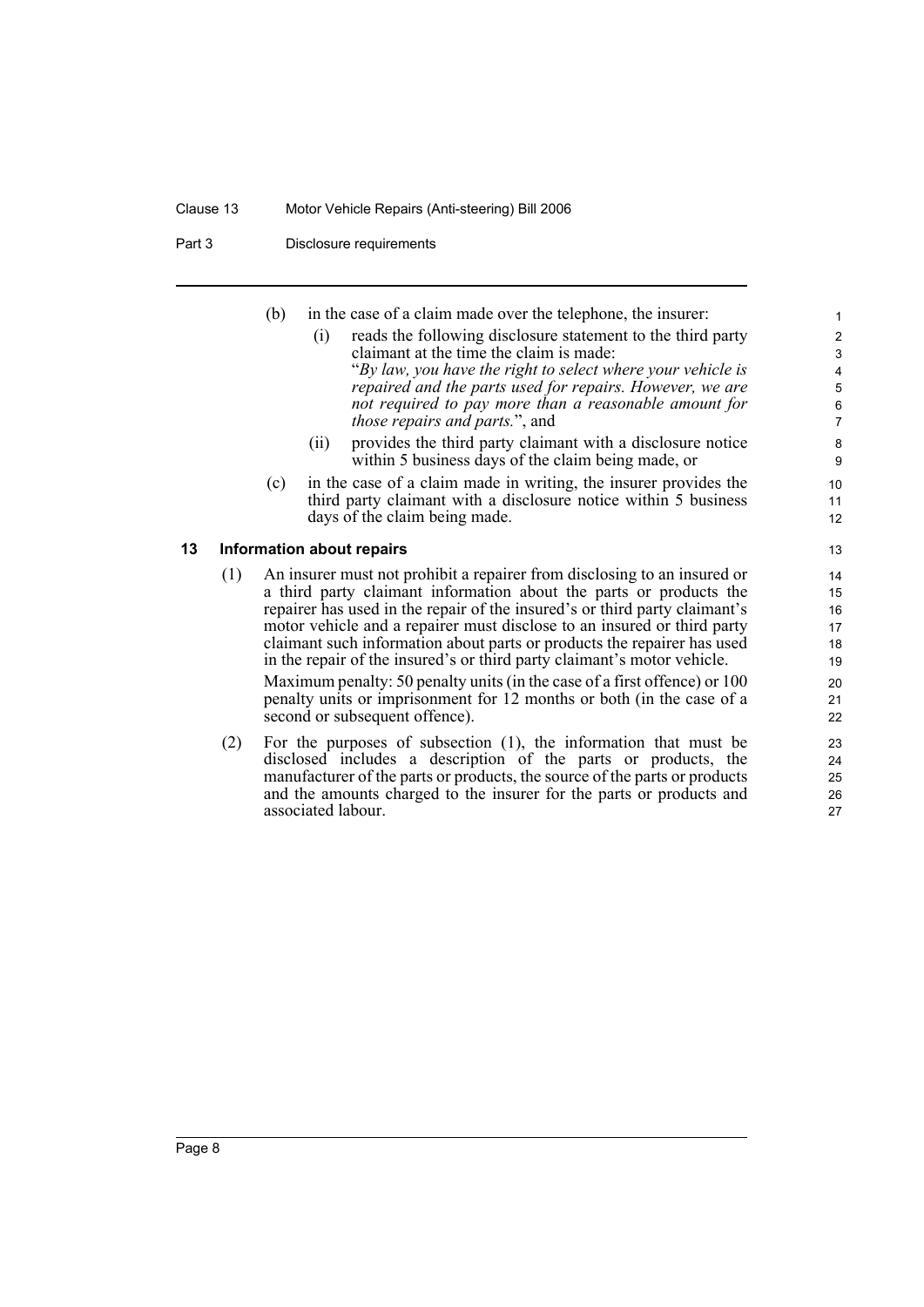(b) in the case of a claim made over the telephone, the insurer:

(i) reads the following disclosure statement to the third party claimant at the time the claim is made:

"*By law, you have the right to select where your vehicle is repaired and the parts used for repairs. However, we are not required to pay more than a reasonable amount for those repairs and parts.*", and

(ii) provides the third party claimant with a disclosure notice within 5 business days of the claim being made, or

(c) in the case of a claim made in writing, the insurer provides the third party claimant with a disclosure notice within 5 business days of the claim being made.

### 13 Information about repairs

(1) An insurer must not prohibit a repairer from disclosing to an insured or a third party claimant information about the parts or products the repairer has used in the repair of the insured's or third party claimant's motor vehicle and a repairer must disclose to an insured or third party claimant such information about parts or products the repairer has used in the repair of the insured's or third party claimant's motor vehicle.

Maximum penalty: 50 penalty units (in the case of a first offence) or 100 penalty units or imprisonment for 12 months or both (in the case of a second or subsequent offence).

(2) For the purposes of subsection (1), the information that must be disclosed includes a description of the parts or products, the manufacturer of the parts or products, the source of the parts or products and the amounts charged to the insurer for the parts or products and associated labour.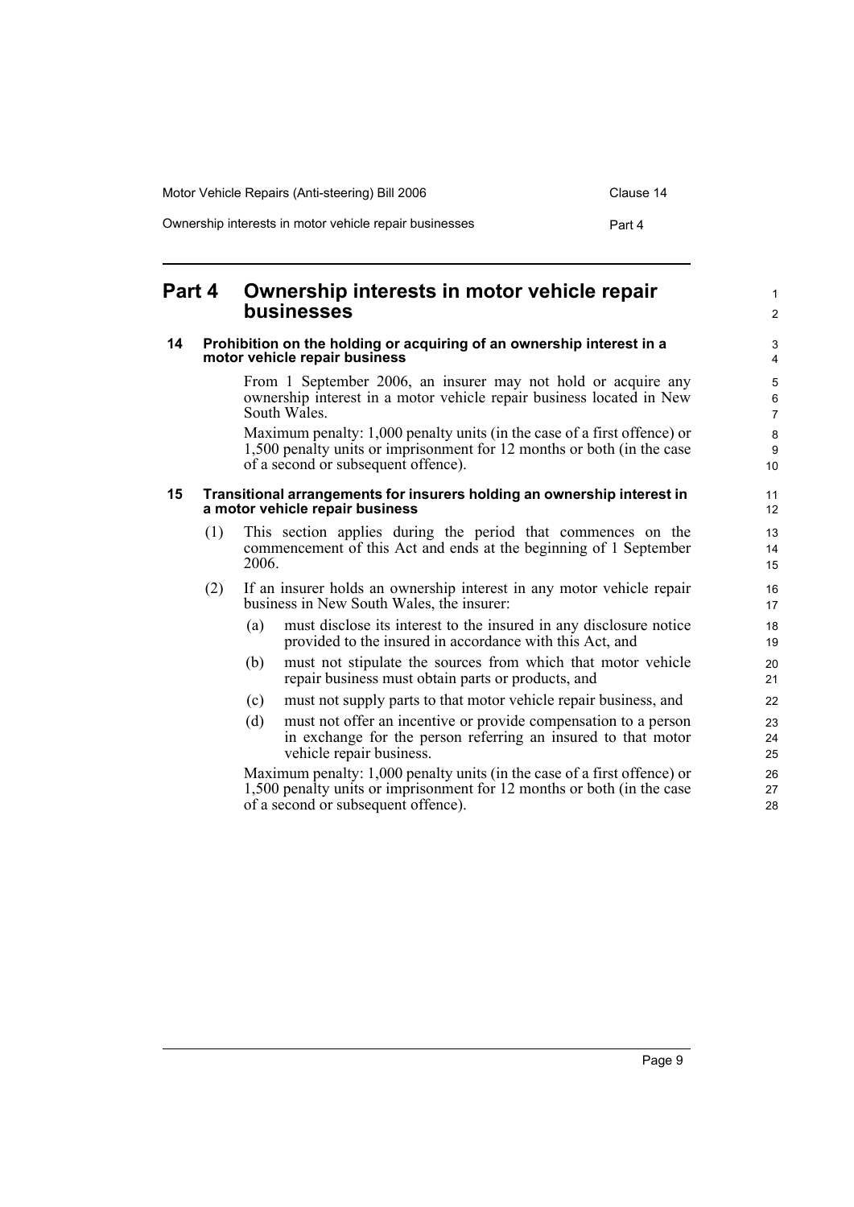# Part 4 Ownership interests in motor vehicle repair businesses

## 14 Prohibition on the holding or acquiring of an ownership interest in a motor vehicle repair business

From 1 September 2006, an insurer may not hold or acquire any ownership interest in a motor vehicle repair business located in New South Wales.

Maximum penalty: 1,000 penalty units (in the case of a first offence) or 1,500 penalty units or imprisonment for 12 months or both (in the case of a second or subsequent offence).

## 15 Transitional arrangements for insurers holding an ownership interest in a motor vehicle repair business

(1) This section applies during the period that commences on the commencement of this Act and ends at the beginning of 1 September 2006.

(2) If an insurer holds an ownership interest in any motor vehicle repair business in New South Wales, the insurer:

- (a) must disclose its interest to the insured in any disclosure notice provided to the insured in accordance with this Act, and
- (b) must not stipulate the sources from which that motor vehicle repair business must obtain parts or products, and
- (c) must not supply parts to that motor vehicle repair business, and
- (d) must not offer an incentive or provide compensation to a person in exchange for the person referring an insured to that motor vehicle repair business.

Maximum penalty: 1,000 penalty units (in the case of a first offence) or 1,500 penalty units or imprisonment for 12 months or both (in the case of a second or subsequent offence).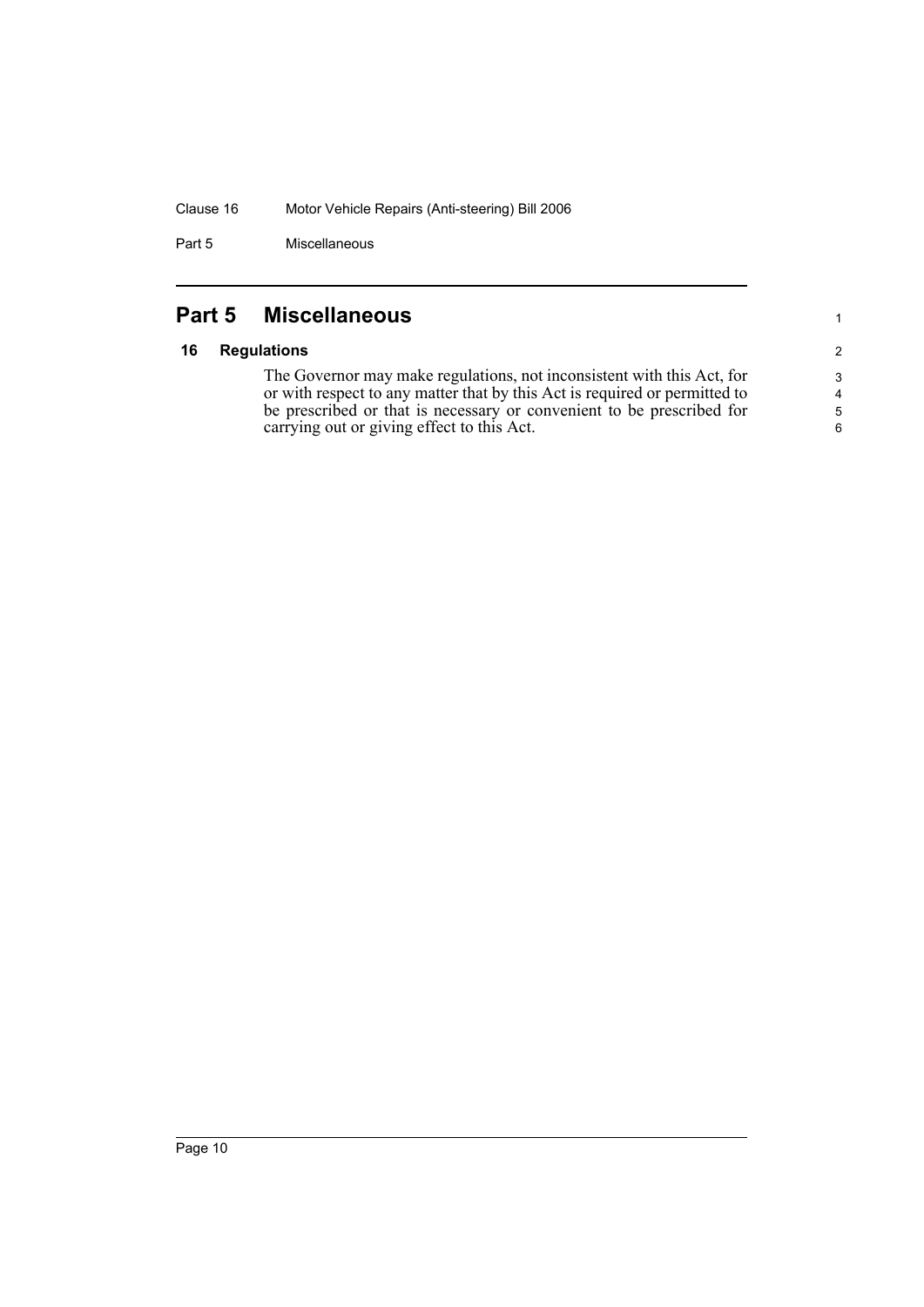# Part 5 Miscellaneous

## 16 Regulations

The Governor may make regulations, not inconsistent with this Act, for or with respect to any matter that by this Act is required or permitted to be prescribed or that is necessary or convenient to be prescribed for carrying out or giving effect to this Act.